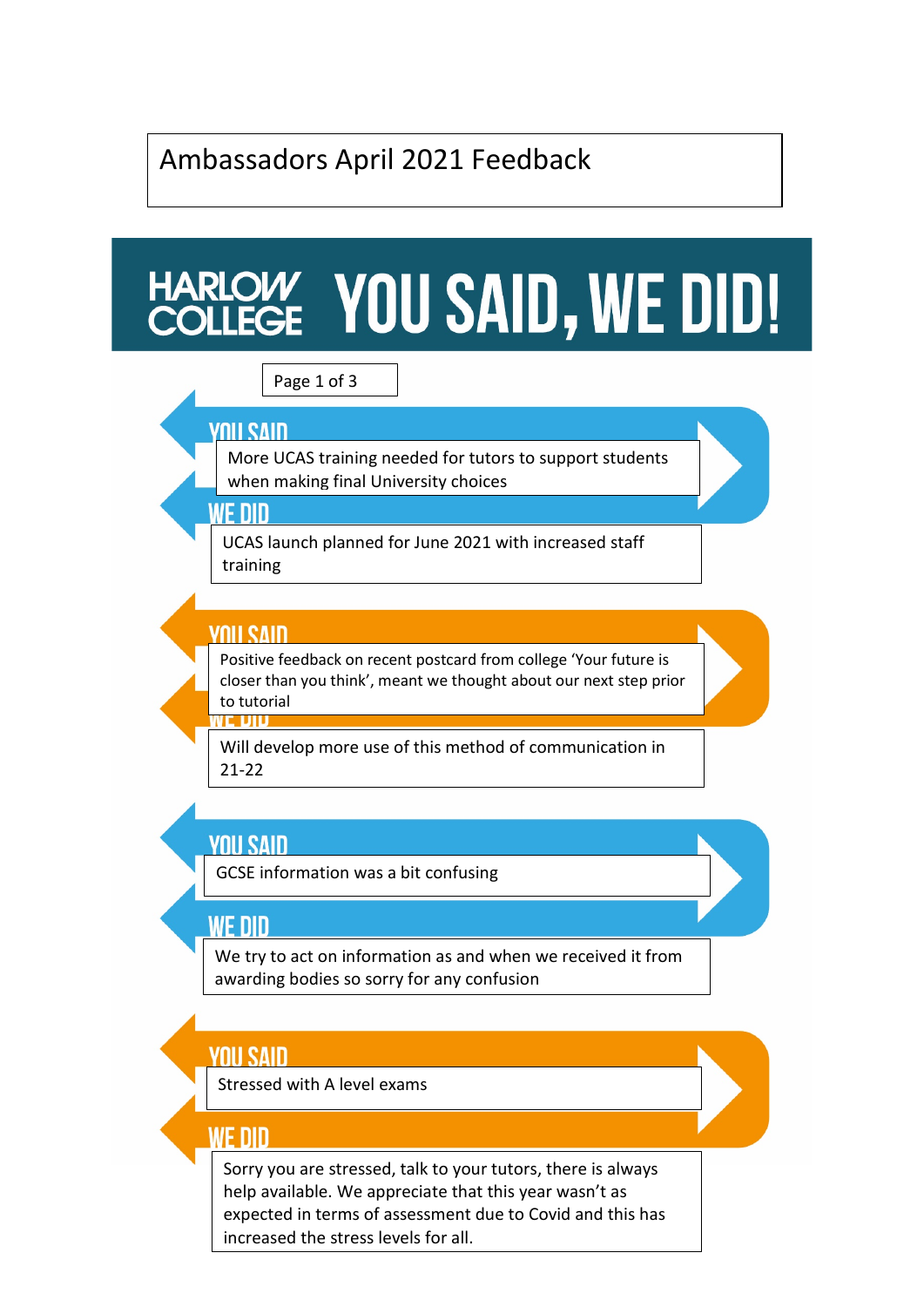# Ambassadors April 2021 Feedback

## HARLOW COLLEGE — YOU SAID, WE DID!

Page 1 of 3

### YOU SAID
More UCAS training needed for tutors to support students when making final University choices

### WE DID
UCAS launch planned for June 2021 with increased staff training

### YOU SAID
Positive feedback on recent postcard from college 'Your future is closer than you think', meant we thought about our next step prior to tutorial

### WE DID
Will develop more use of this method of communication in 21-22

### YOU SAID
GCSE information was a bit confusing

### WE DID
We try to act on information as and when we received it from awarding bodies so sorry for any confusion

### YOU SAID
Stressed with A level exams

### WE DID
Sorry you are stressed, talk to your tutors, there is always help available. We appreciate that this year wasn't as expected in terms of assessment due to Covid and this has increased the stress levels for all.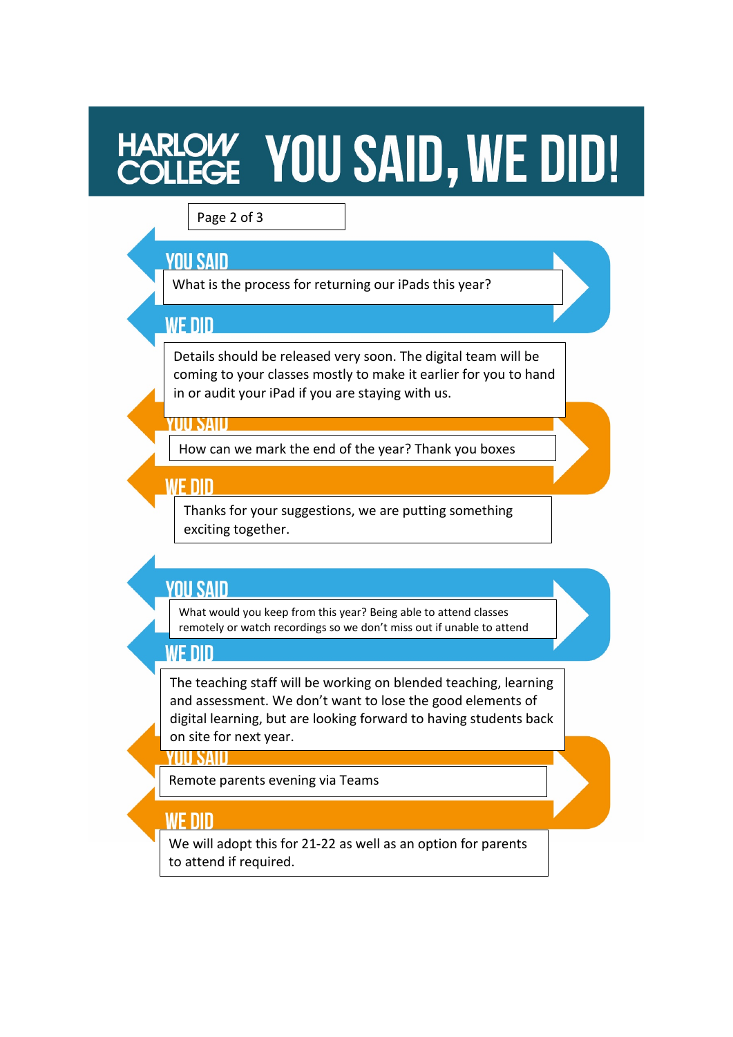# HARLOW COLLEGE YOU SAID, WE DID!

Page 2 of 3

## YOU SAID

What is the process for returning our iPads this year?

## WE DID

Details should be released very soon. The digital team will be coming to your classes mostly to make it earlier for you to hand in or audit your iPad if you are staying with us.

## YOU SAID

How can we mark the end of the year? Thank you boxes

## WE DID

Thanks for your suggestions, we are putting something exciting together.

## YOU SAID

What would you keep from this year? Being able to attend classes remotely or watch recordings so we don't miss out if unable to attend

## WE DID

The teaching staff will be working on blended teaching, learning and assessment. We don't want to lose the good elements of digital learning, but are looking forward to having students back on site for next year.

## YOU SAID

Remote parents evening via Teams

## WE DID

We will adopt this for 21-22 as well as an option for parents to attend if required.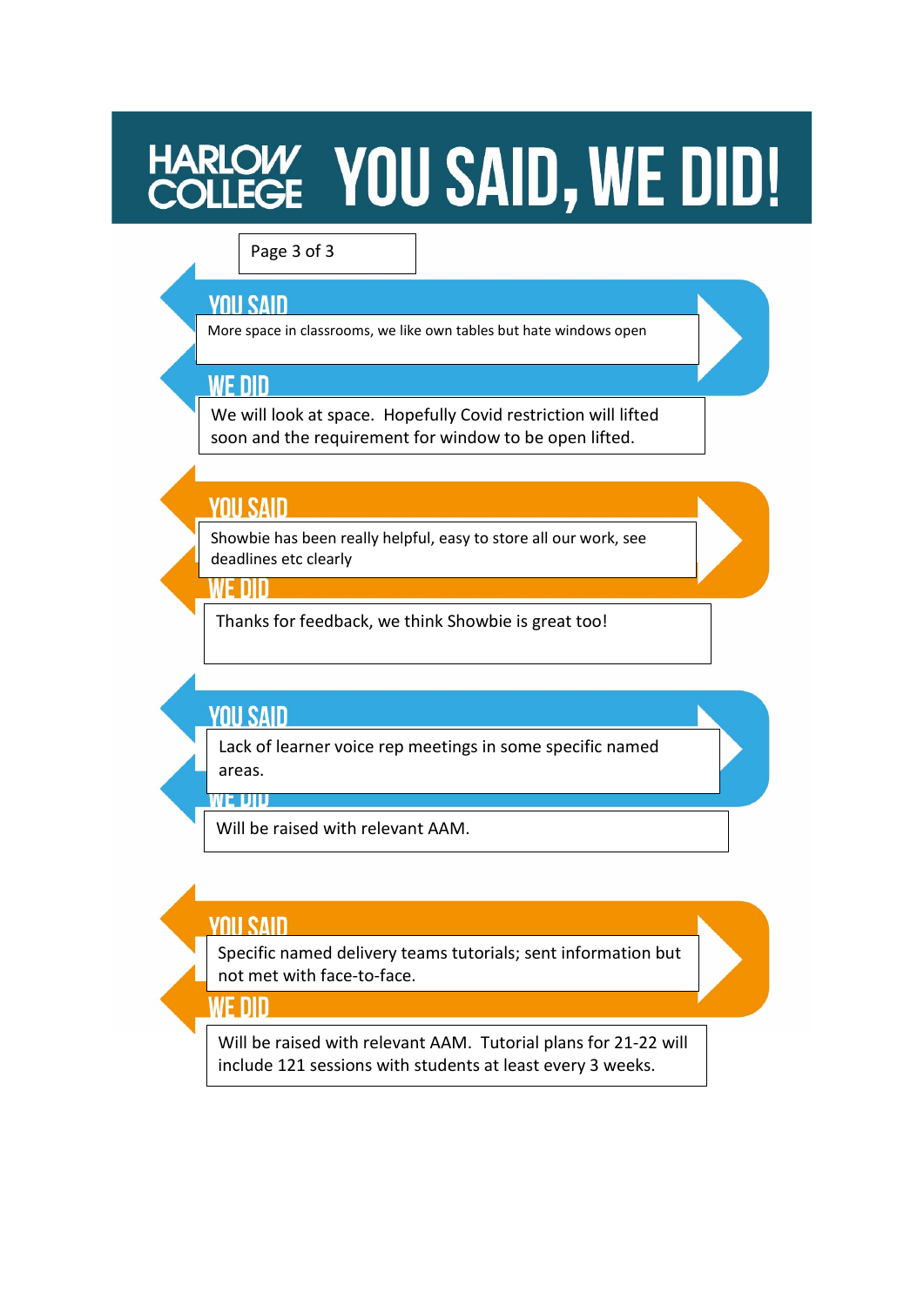# HARLOW COLLEGE YOU SAID, WE DID!

Page 3 of 3

## YOU SAID

More space in classrooms, we like own tables but hate windows open

## WE DID

We will look at space. Hopefully Covid restriction will lifted soon and the requirement for window to be open lifted.

## YOU SAID

Showbie has been really helpful, easy to store all our work, see deadlines etc clearly

## WE DID

Thanks for feedback, we think Showbie is great too!

## YOU SAID

Lack of learner voice rep meetings in some specific named areas.

## WE DID

Will be raised with relevant AAM.

## YOU SAID

Specific named delivery teams tutorials; sent information but not met with face-to-face.

## WE DID

Will be raised with relevant AAM. Tutorial plans for 21-22 will include 121 sessions with students at least every 3 weeks.